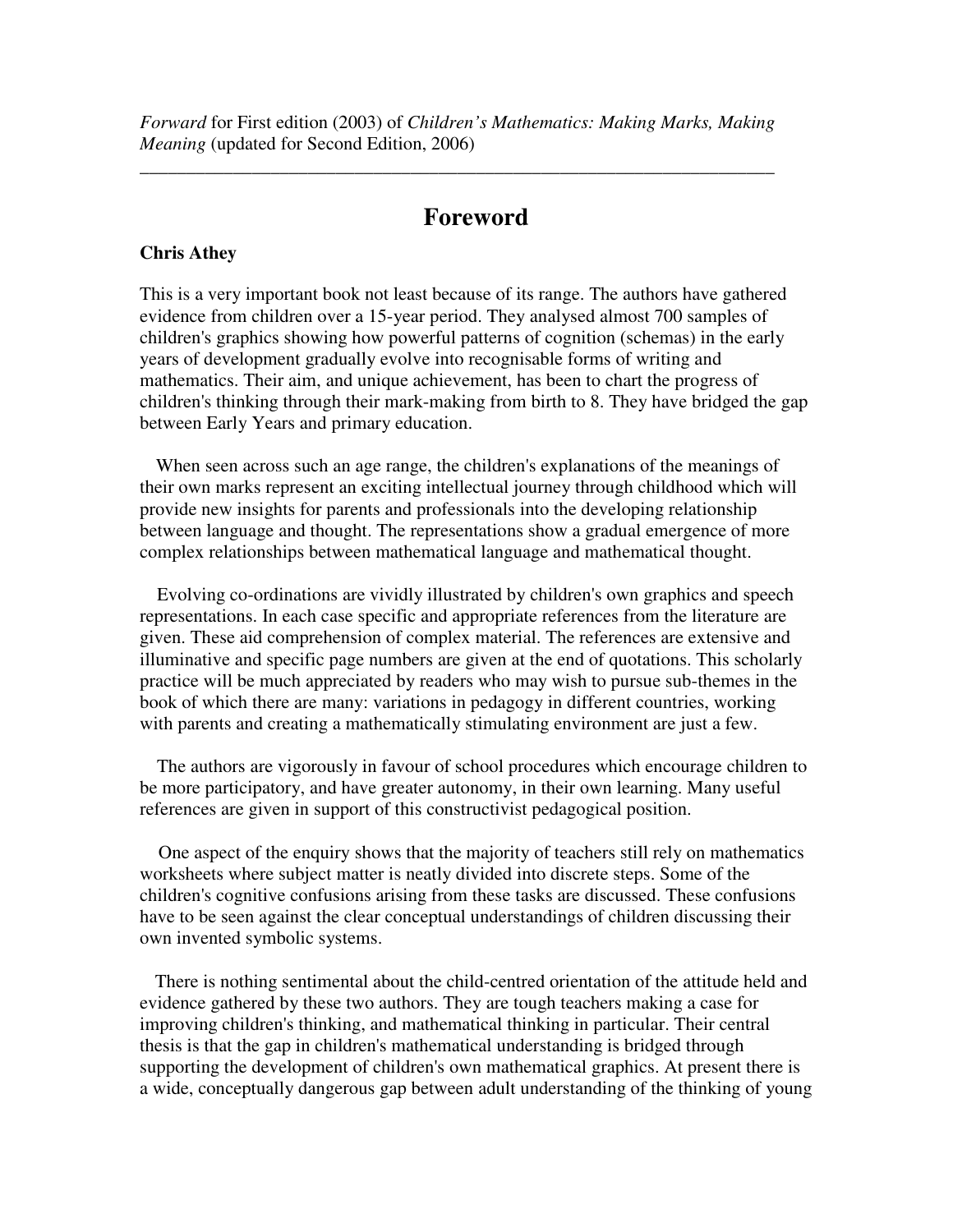*Forward* for First edition (2003) of *Children's Mathematics: Making Marks, Making Meaning* (updated for Second Edition, 2006)

---

# Foreword

**Chris Athey**

This is a very important book not least because of its range. The authors have gathered evidence from children over a 15-year period. They analysed almost 700 samples of children's graphics showing how powerful patterns of cognition (schemas) in the early years of development gradually evolve into recognisable forms of writing and mathematics. Their aim, and unique achievement, has been to chart the progress of children's thinking through their mark-making from birth to 8. They have bridged the gap between Early Years and primary education.

When seen across such an age range, the children's explanations of the meanings of their own marks represent an exciting intellectual journey through childhood which will provide new insights for parents and professionals into the developing relationship between language and thought. The representations show a gradual emergence of more complex relationships between mathematical language and mathematical thought.

Evolving co-ordinations are vividly illustrated by children's own graphics and speech representations. In each case specific and appropriate references from the literature are given. These aid comprehension of complex material. The references are extensive and illuminative and specific page numbers are given at the end of quotations. This scholarly practice will be much appreciated by readers who may wish to pursue sub-themes in the book of which there are many: variations in pedagogy in different countries, working with parents and creating a mathematically stimulating environment are just a few.

The authors are vigorously in favour of school procedures which encourage children to be more participatory, and have greater autonomy, in their own learning. Many useful references are given in support of this constructivist pedagogical position.

One aspect of the enquiry shows that the majority of teachers still rely on mathematics worksheets where subject matter is neatly divided into discrete steps. Some of the children's cognitive confusions arising from these tasks are discussed. These confusions have to be seen against the clear conceptual understandings of children discussing their own invented symbolic systems.

There is nothing sentimental about the child-centred orientation of the attitude held and evidence gathered by these two authors. They are tough teachers making a case for improving children's thinking, and mathematical thinking in particular. Their central thesis is that the gap in children's mathematical understanding is bridged through supporting the development of children's own mathematical graphics. At present there is a wide, conceptually dangerous gap between adult understanding of the thinking of young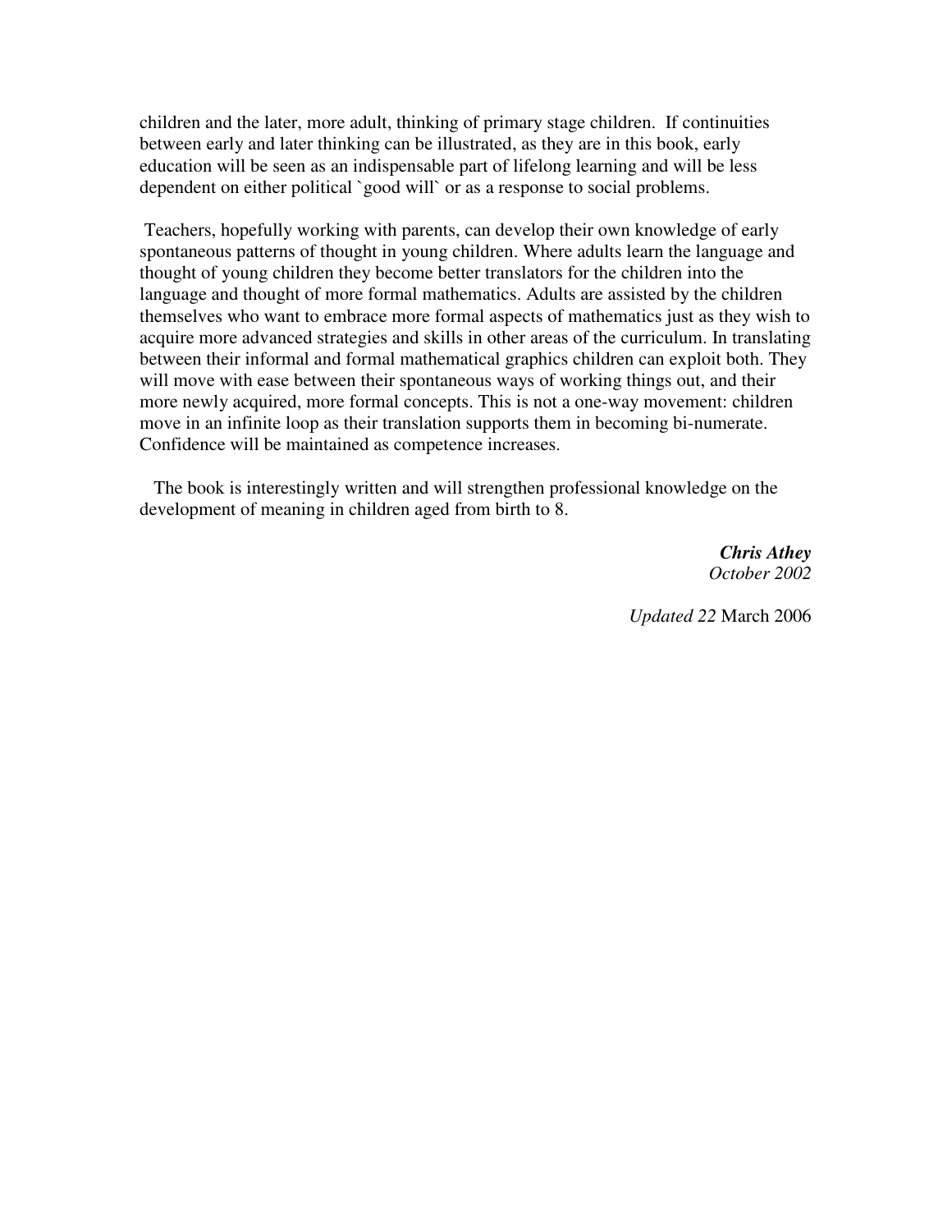children and the later, more adult, thinking of primary stage children. If continuities between early and later thinking can be illustrated, as they are in this book, early education will be seen as an indispensable part of lifelong learning and will be less dependent on either political `good will` or as a response to social problems.

Teachers, hopefully working with parents, can develop their own knowledge of early spontaneous patterns of thought in young children. Where adults learn the language and thought of young children they become better translators for the children into the language and thought of more formal mathematics. Adults are assisted by the children themselves who want to embrace more formal aspects of mathematics just as they wish to acquire more advanced strategies and skills in other areas of the curriculum. In translating between their informal and formal mathematical graphics children can exploit both. They will move with ease between their spontaneous ways of working things out, and their more newly acquired, more formal concepts. This is not a one-way movement: children move in an infinite loop as their translation supports them in becoming bi-numerate. Confidence will be maintained as competence increases.

The book is interestingly written and will strengthen professional knowledge on the development of meaning in children aged from birth to 8.

***Chris Athey***
*October 2002*

*Updated 22* March 2006